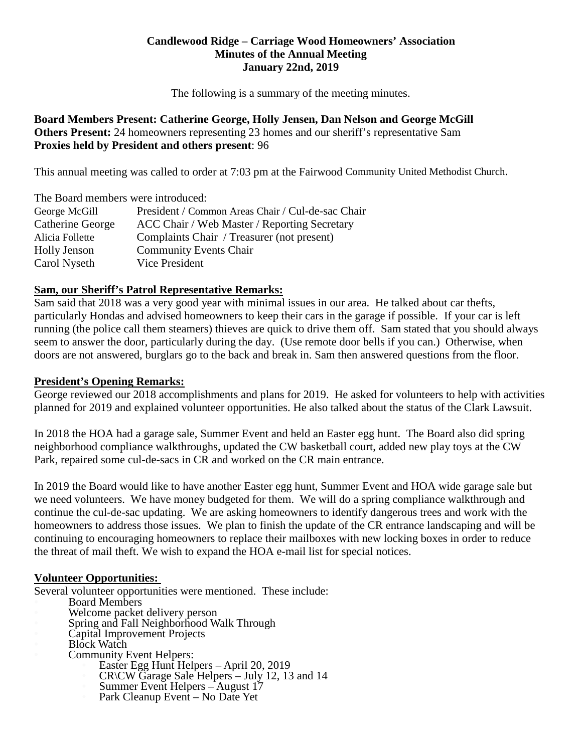**Candlewood Ridge – Carriage Wood Homeowners' Association**
**Minutes of the Annual Meeting**
**January 22nd, 2019**

The following is a summary of the meeting minutes.

**Board Members Present: Catherine George, Holly Jensen, Dan Nelson and George McGill**
**Others Present:** 24 homeowners representing 23 homes and our sheriff's representative Sam
**Proxies held by President and others present**: 96

This annual meeting was called to order at 7:03 pm at the Fairwood Community United Methodist Church.

The Board members were introduced:

| | |
|---|---|
| George McGill | President / Common Areas Chair / Cul-de-sac Chair |
| Catherine George | ACC Chair / Web Master / Reporting Secretary |
| Alicia Follette | Complaints Chair / Treasurer (not present) |
| Holly Jenson | Community Events Chair |
| Carol Nyseth | Vice President |

**Sam, our Sheriff's Patrol Representative Remarks:**

Sam said that 2018 was a very good year with minimal issues in our area. He talked about car thefts, particularly Hondas and advised homeowners to keep their cars in the garage if possible. If your car is left running (the police call them steamers) thieves are quick to drive them off. Sam stated that you should always seem to answer the door, particularly during the day. (Use remote door bells if you can.) Otherwise, when doors are not answered, burglars go to the back and break in. Sam then answered questions from the floor.

**President's Opening Remarks:**

George reviewed our 2018 accomplishments and plans for 2019. He asked for volunteers to help with activities planned for 2019 and explained volunteer opportunities. He also talked about the status of the Clark Lawsuit.

In 2018 the HOA had a garage sale, Summer Event and held an Easter egg hunt. The Board also did spring neighborhood compliance walkthroughs, updated the CW basketball court, added new play toys at the CW Park, repaired some cul-de-sacs in CR and worked on the CR main entrance.

In 2019 the Board would like to have another Easter egg hunt, Summer Event and HOA wide garage sale but we need volunteers. We have money budgeted for them. We will do a spring compliance walkthrough and continue the cul-de-sac updating. We are asking homeowners to identify dangerous trees and work with the homeowners to address those issues. We plan to finish the update of the CR entrance landscaping and will be continuing to encouraging homeowners to replace their mailboxes with new locking boxes in order to reduce the threat of mail theft. We wish to expand the HOA e-mail list for special notices.

**Volunteer Opportunities:**

Several volunteer opportunities were mentioned. These include:

- Board Members
- Welcome packet delivery person
- Spring and Fall Neighborhood Walk Through
- Capital Improvement Projects
- Block Watch
- Community Event Helpers:
  - Easter Egg Hunt Helpers – April 20, 2019
  - CR\CW Garage Sale Helpers – July 12, 13 and 14
  - Summer Event Helpers – August 17
  - Park Cleanup Event – No Date Yet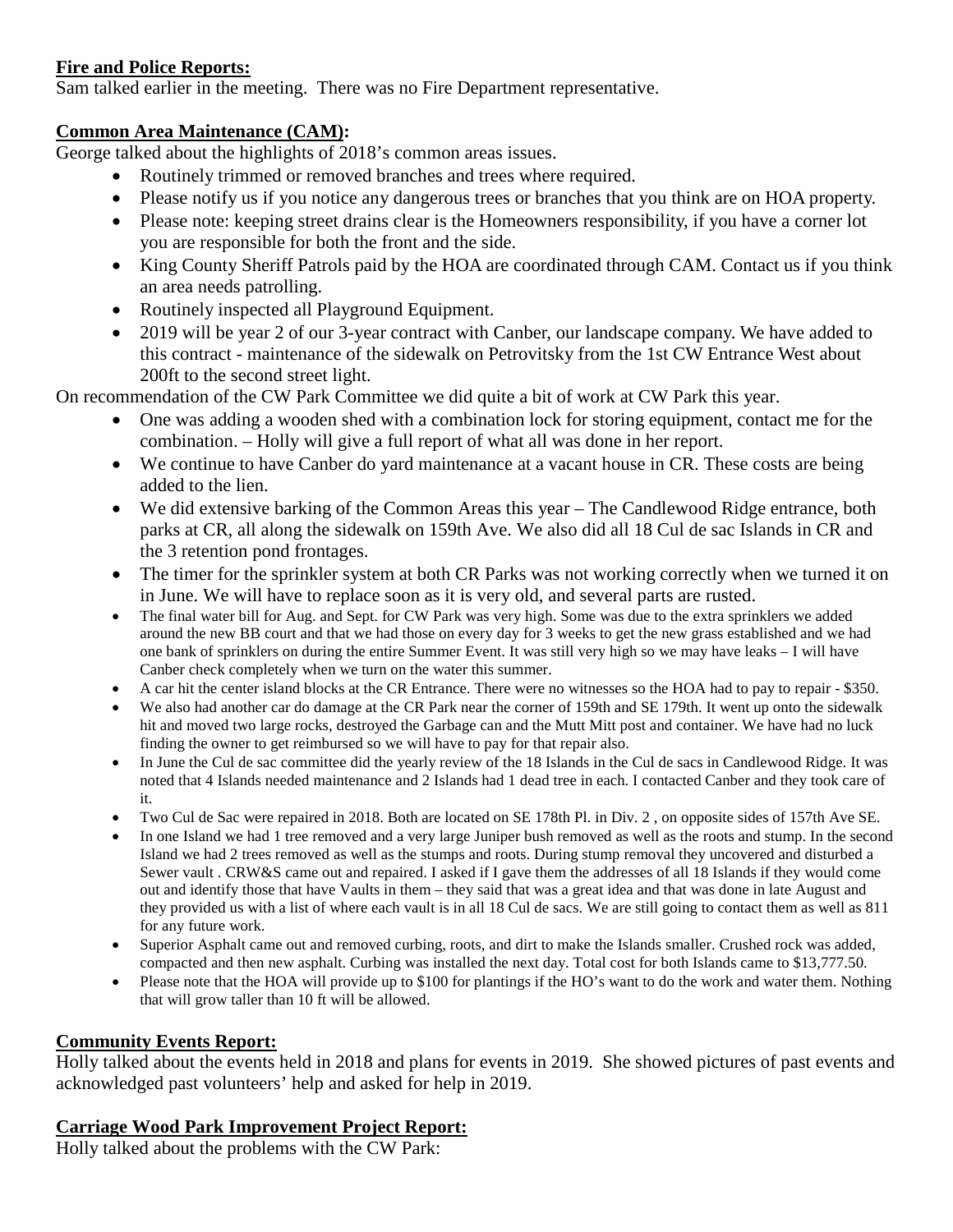**Fire and Police Reports:**
Sam talked earlier in the meeting. There was no Fire Department representative.

**Common Area Maintenance (CAM):**
George talked about the highlights of 2018's common areas issues.

- Routinely trimmed or removed branches and trees where required.
- Please notify us if you notice any dangerous trees or branches that you think are on HOA property.
- Please note: keeping street drains clear is the Homeowners responsibility, if you have a corner lot you are responsible for both the front and the side.
- King County Sheriff Patrols paid by the HOA are coordinated through CAM. Contact us if you think an area needs patrolling.
- Routinely inspected all Playground Equipment.
- 2019 will be year 2 of our 3-year contract with Canber, our landscape company. We have added to this contract - maintenance of the sidewalk on Petrovitsky from the 1st CW Entrance West about 200ft to the second street light.

On recommendation of the CW Park Committee we did quite a bit of work at CW Park this year.

- One was adding a wooden shed with a combination lock for storing equipment, contact me for the combination. – Holly will give a full report of what all was done in her report.
- We continue to have Canber do yard maintenance at a vacant house in CR. These costs are being added to the lien.
- We did extensive barking of the Common Areas this year – The Candlewood Ridge entrance, both parks at CR, all along the sidewalk on 159th Ave. We also did all 18 Cul de sac Islands in CR and the 3 retention pond frontages.
- The timer for the sprinkler system at both CR Parks was not working correctly when we turned it on in June. We will have to replace soon as it is very old, and several parts are rusted.
- The final water bill for Aug. and Sept. for CW Park was very high. Some was due to the extra sprinklers we added around the new BB court and that we had those on every day for 3 weeks to get the new grass established and we had one bank of sprinklers on during the entire Summer Event. It was still very high so we may have leaks – I will have Canber check completely when we turn on the water this summer.
- A car hit the center island blocks at the CR Entrance. There were no witnesses so the HOA had to pay to repair - $350.
- We also had another car do damage at the CR Park near the corner of 159th and SE 179th. It went up onto the sidewalk hit and moved two large rocks, destroyed the Garbage can and the Mutt Mitt post and container. We have had no luck finding the owner to get reimbursed so we will have to pay for that repair also.
- In June the Cul de sac committee did the yearly review of the 18 Islands in the Cul de sacs in Candlewood Ridge. It was noted that 4 Islands needed maintenance and 2 Islands had 1 dead tree in each. I contacted Canber and they took care of it.
- Two Cul de Sac were repaired in 2018. Both are located on SE 178th Pl. in Div. 2 , on opposite sides of 157th Ave SE.
- In one Island we had 1 tree removed and a very large Juniper bush removed as well as the roots and stump. In the second Island we had 2 trees removed as well as the stumps and roots. During stump removal they uncovered and disturbed a Sewer vault . CRW&S came out and repaired. I asked if I gave them the addresses of all 18 Islands if they would come out and identify those that have Vaults in them – they said that was a great idea and that was done in late August and they provided us with a list of where each vault is in all 18 Cul de sacs. We are still going to contact them as well as 811 for any future work.
- Superior Asphalt came out and removed curbing, roots, and dirt to make the Islands smaller. Crushed rock was added, compacted and then new asphalt. Curbing was installed the next day. Total cost for both Islands came to $13,777.50.
- Please note that the HOA will provide up to $100 for plantings if the HO's want to do the work and water them. Nothing that will grow taller than 10 ft will be allowed.

**Community Events Report:**
Holly talked about the events held in 2018 and plans for events in 2019. She showed pictures of past events and acknowledged past volunteers' help and asked for help in 2019.

**Carriage Wood Park Improvement Project Report:**
Holly talked about the problems with the CW Park: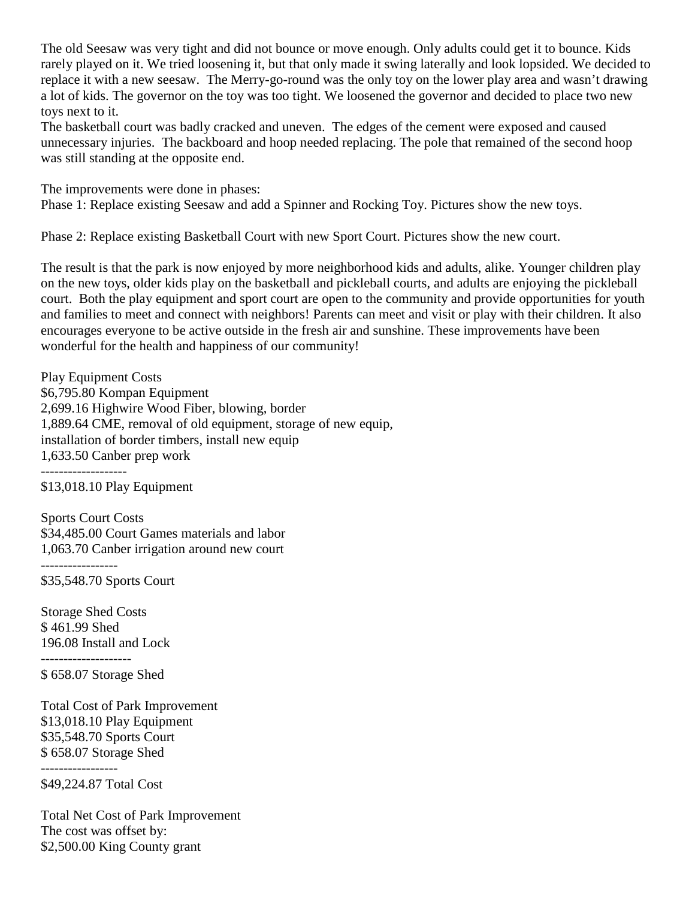The old Seesaw was very tight and did not bounce or move enough. Only adults could get it to bounce. Kids rarely played on it. We tried loosening it, but that only made it swing laterally and look lopsided. We decided to replace it with a new seesaw. The Merry-go-round was the only toy on the lower play area and wasn't drawing a lot of kids. The governor on the toy was too tight. We loosened the governor and decided to place two new toys next to it.
The basketball court was badly cracked and uneven. The edges of the cement were exposed and caused unnecessary injuries. The backboard and hoop needed replacing. The pole that remained of the second hoop was still standing at the opposite end.

The improvements were done in phases:
Phase 1: Replace existing Seesaw and add a Spinner and Rocking Toy. Pictures show the new toys.

Phase 2: Replace existing Basketball Court with new Sport Court. Pictures show the new court.

The result is that the park is now enjoyed by more neighborhood kids and adults, alike. Younger children play on the new toys, older kids play on the basketball and pickleball courts, and adults are enjoying the pickleball court. Both the play equipment and sport court are open to the community and provide opportunities for youth and families to meet and connect with neighbors! Parents can meet and visit or play with their children. It also encourages everyone to be active outside in the fresh air and sunshine. These improvements have been wonderful for the health and happiness of our community!

Play Equipment Costs
$6,795.80 Kompan Equipment
2,699.16 Highwire Wood Fiber, blowing, border
1,889.64 CME, removal of old equipment, storage of new equip,
installation of border timbers, install new equip
1,633.50 Canber prep work
-------------------
$13,018.10 Play Equipment

Sports Court Costs
$34,485.00 Court Games materials and labor
1,063.70 Canber irrigation around new court
-----------------
$35,548.70 Sports Court

Storage Shed Costs
$ 461.99 Shed
196.08 Install and Lock
--------------------
$ 658.07 Storage Shed

Total Cost of Park Improvement
$13,018.10 Play Equipment
$35,548.70 Sports Court
$ 658.07 Storage Shed
-----------------
$49,224.87 Total Cost

Total Net Cost of Park Improvement
The cost was offset by:
$2,500.00 King County grant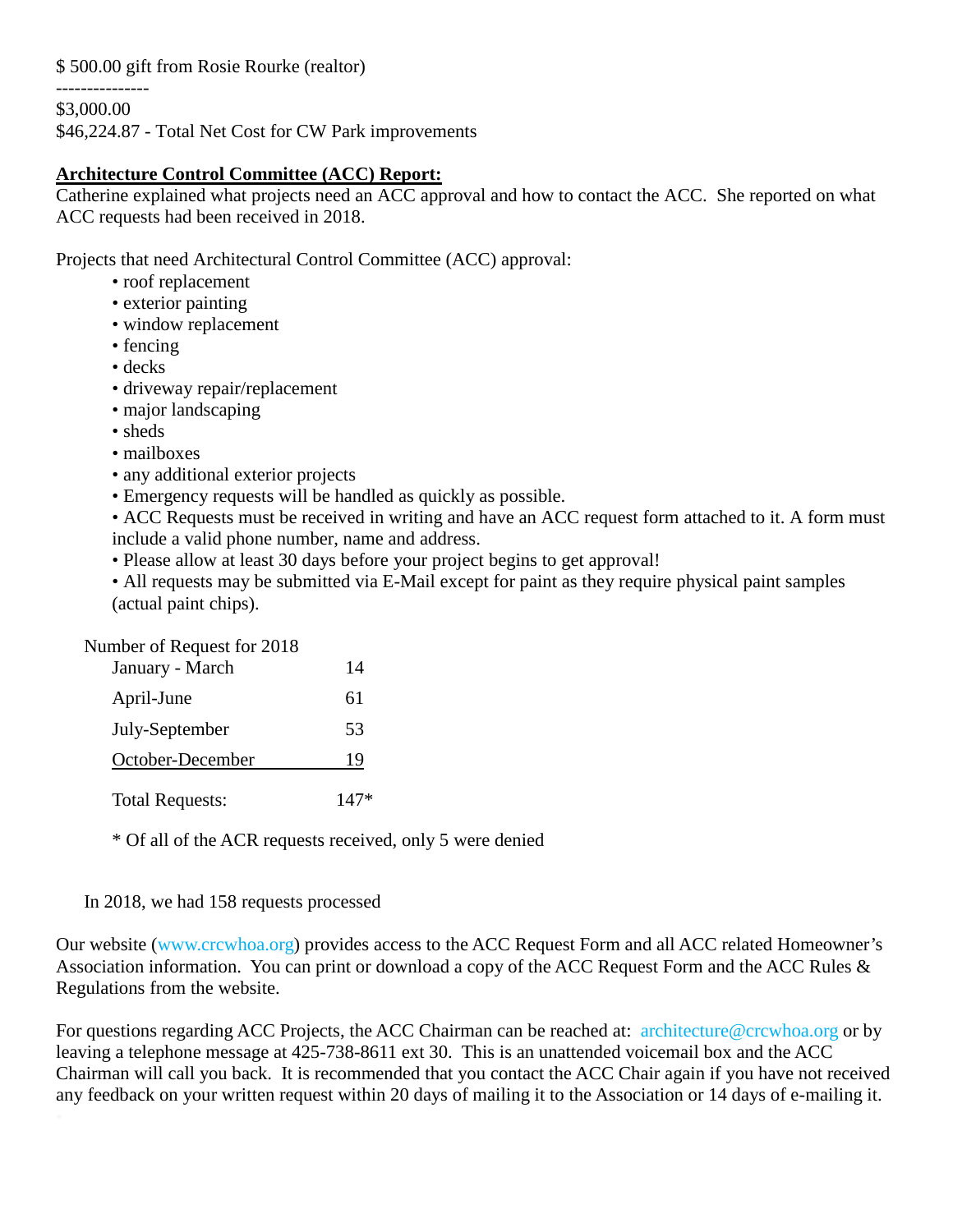$ 500.00 gift from Rosie Rourke (realtor)

---------------

$3,000.00

$46,224.87 - Total Net Cost for CW Park improvements

**Architecture Control Committee (ACC) Report:**

Catherine explained what projects need an ACC approval and how to contact the ACC. She reported on what ACC requests had been received in 2018.

Projects that need Architectural Control Committee (ACC) approval:

- roof replacement
- exterior painting
- window replacement
- fencing
- decks
- driveway repair/replacement
- major landscaping
- sheds
- mailboxes
- any additional exterior projects
- Emergency requests will be handled as quickly as possible.
- ACC Requests must be received in writing and have an ACC request form attached to it. A form must include a valid phone number, name and address.
- Please allow at least 30 days before your project begins to get approval!
- All requests may be submitted via E-Mail except for paint as they require physical paint samples (actual paint chips).

Number of Request for 2018

| Period | Requests |
|---|---|
| January - March | 14 |
| April-June | 61 |
| July-September | 53 |
| October-December | 19 |
| Total Requests: | 147* |

\* Of all of the ACR requests received, only 5 were denied

In 2018, we had 158 requests processed

Our website (www.crcwhoa.org) provides access to the ACC Request Form and all ACC related Homeowner's Association information. You can print or download a copy of the ACC Request Form and the ACC Rules & Regulations from the website.

For questions regarding ACC Projects, the ACC Chairman can be reached at: architecture@crcwhoa.org or by leaving a telephone message at 425-738-8611 ext 30. This is an unattended voicemail box and the ACC Chairman will call you back. It is recommended that you contact the ACC Chair again if you have not received any feedback on your written request within 20 days of mailing it to the Association or 14 days of e-mailing it.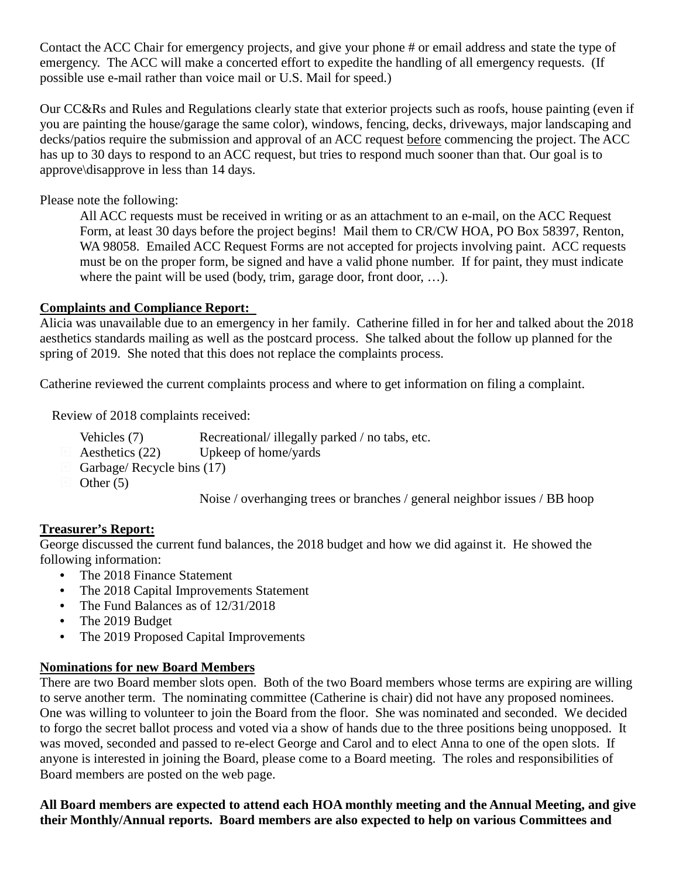Contact the ACC Chair for emergency projects, and give your phone # or email address and state the type of emergency. The ACC will make a concerted effort to expedite the handling of all emergency requests. (If possible use e-mail rather than voice mail or U.S. Mail for speed.)

Our CC&Rs and Rules and Regulations clearly state that exterior projects such as roofs, house painting (even if you are painting the house/garage the same color), windows, fencing, decks, driveways, major landscaping and decks/patios require the submission and approval of an ACC request before commencing the project. The ACC has up to 30 days to respond to an ACC request, but tries to respond much sooner than that. Our goal is to approve\disapprove in less than 14 days.

Please note the following:

> All ACC requests must be received in writing or as an attachment to an e-mail, on the ACC Request Form, at least 30 days before the project begins! Mail them to CR/CW HOA, PO Box 58397, Renton, WA 98058. Emailed ACC Request Forms are not accepted for projects involving paint. ACC requests must be on the proper form, be signed and have a valid phone number. If for paint, they must indicate where the paint will be used (body, trim, garage door, front door, …).

**Complaints and Compliance Report:**

Alicia was unavailable due to an emergency in her family. Catherine filled in for her and talked about the 2018 aesthetics standards mailing as well as the postcard process. She talked about the follow up planned for the spring of 2019. She noted that this does not replace the complaints process.

Catherine reviewed the current complaints process and where to get information on filing a complaint.

Review of 2018 complaints received:

- Vehicles (7) Recreational/ illegally parked / no tabs, etc.
- Aesthetics (22) Upkeep of home/yards
- Garbage/ Recycle bins (17)
- Other (5)
  Noise / overhanging trees or branches / general neighbor issues / BB hoop

**Treasurer's Report:**

George discussed the current fund balances, the 2018 budget and how we did against it. He showed the following information:

- The 2018 Finance Statement
- The 2018 Capital Improvements Statement
- The Fund Balances as of 12/31/2018
- The 2019 Budget
- The 2019 Proposed Capital Improvements

**Nominations for new Board Members**

There are two Board member slots open. Both of the two Board members whose terms are expiring are willing to serve another term. The nominating committee (Catherine is chair) did not have any proposed nominees. One was willing to volunteer to join the Board from the floor. She was nominated and seconded. We decided to forgo the secret ballot process and voted via a show of hands due to the three positions being unopposed. It was moved, seconded and passed to re-elect George and Carol and to elect Anna to one of the open slots. If anyone is interested in joining the Board, please come to a Board meeting. The roles and responsibilities of Board members are posted on the web page.

**All Board members are expected to attend each HOA monthly meeting and the Annual Meeting, and give their Monthly/Annual reports. Board members are also expected to help on various Committees and**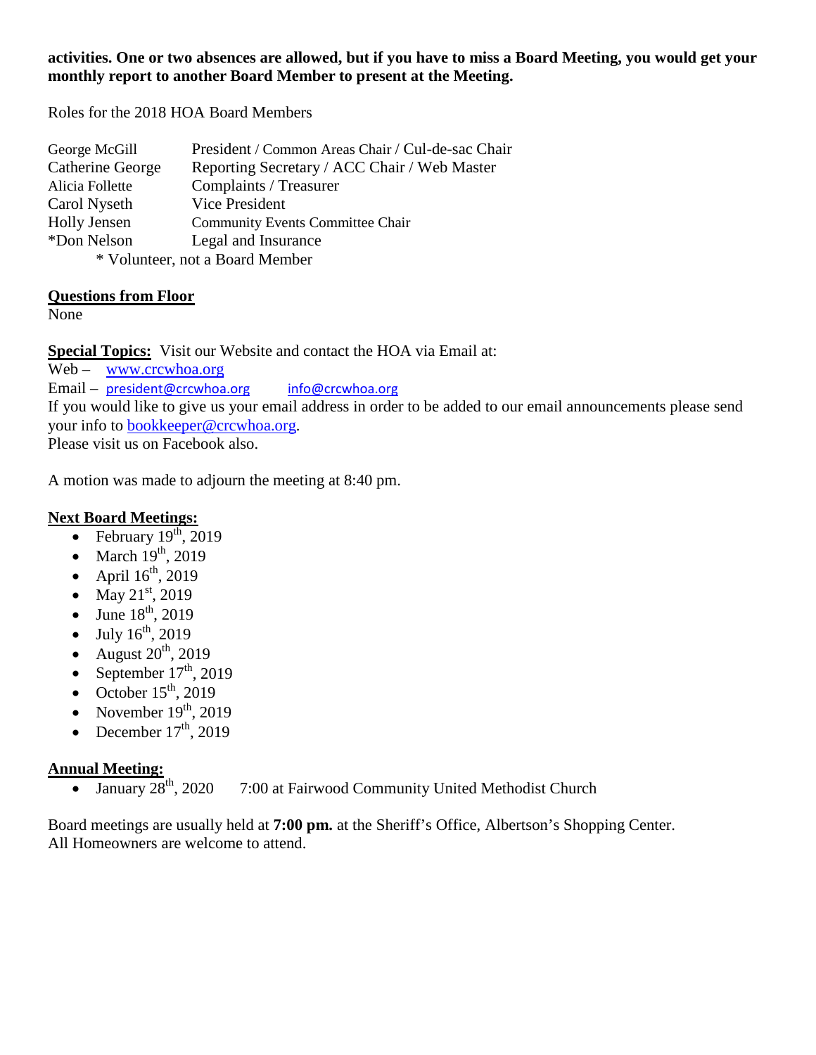**activities. One or two absences are allowed, but if you have to miss a Board Meeting, you would get your monthly report to another Board Member to present at the Meeting.**

Roles for the 2018 HOA Board Members

| | |
|---|---|
| George McGill | President / Common Areas Chair / Cul-de-sac Chair |
| Catherine George | Reporting Secretary / ACC Chair / Web Master |
| Alicia Follette | Complaints / Treasurer |
| Carol Nyseth | Vice President |
| Holly Jensen | Community Events Committee Chair |
| *Don Nelson | Legal and Insurance |

\* Volunteer, not a Board Member

**Questions from Floor**

None

**Special Topics:** Visit our Website and contact the HOA via Email at:

Web – www.crcwhoa.org

Email – president@crcwhoa.org info@crcwhoa.org

If you would like to give us your email address in order to be added to our email announcements please send your info to bookkeeper@crcwhoa.org.

Please visit us on Facebook also.

A motion was made to adjourn the meeting at 8:40 pm.

**Next Board Meetings:**

- February 19th, 2019
- March 19th, 2019
- April 16th, 2019
- May 21st, 2019
- June 18th, 2019
- July 16th, 2019
- August 20th, 2019
- September 17th, 2019
- October 15th, 2019
- November 19th, 2019
- December 17th, 2019

**Annual Meeting:**

- January 28th, 2020 7:00 at Fairwood Community United Methodist Church

Board meetings are usually held at **7:00 pm.** at the Sheriff's Office, Albertson's Shopping Center.
All Homeowners are welcome to attend.